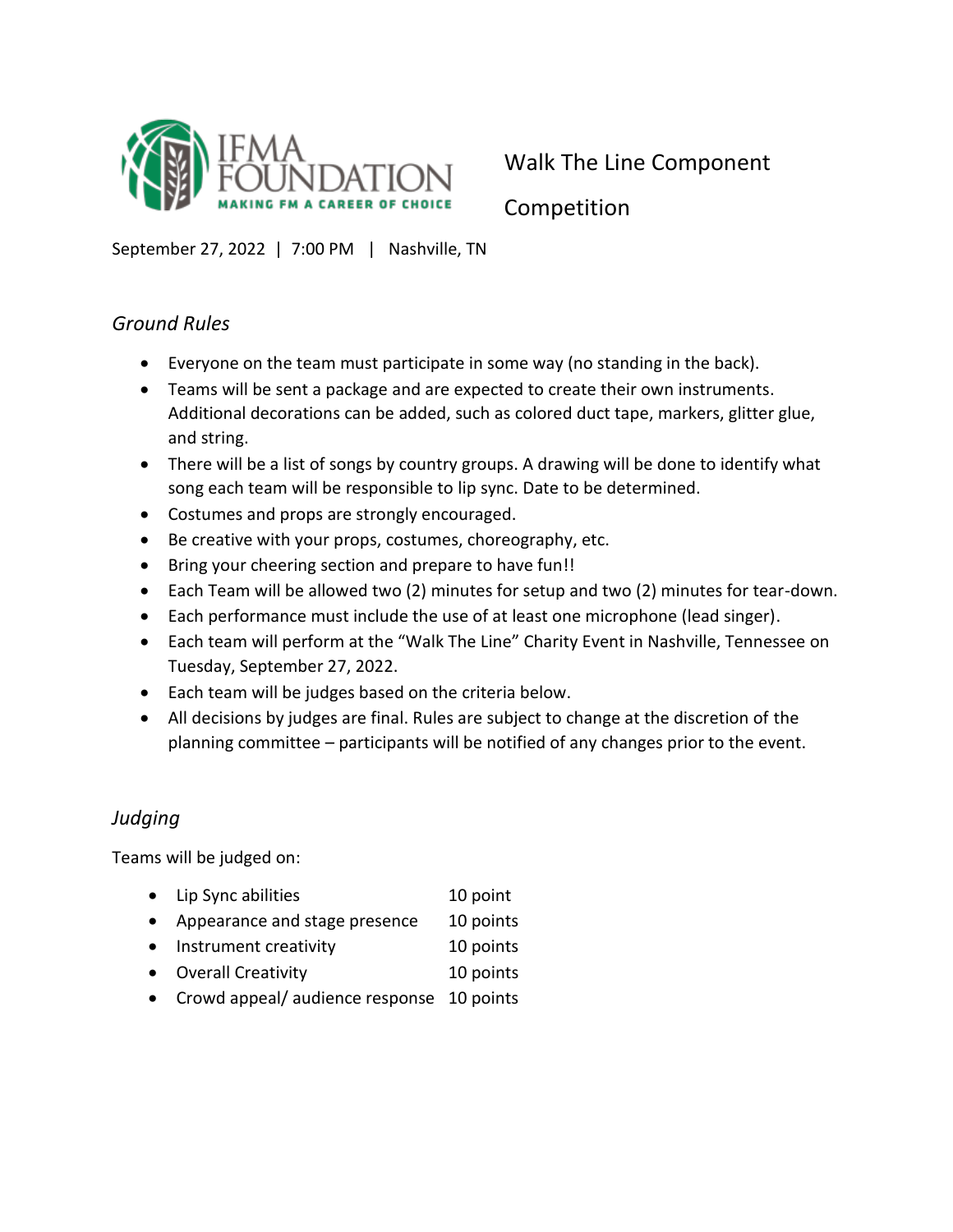IFMA FOUNDATION
MAKING FM A CAREER OF CHOICE

# Walk The Line Component Competition

September 27, 2022 | 7:00 PM | Nashville, TN

## *Ground Rules*

- Everyone on the team must participate in some way (no standing in the back).
- Teams will be sent a package and are expected to create their own instruments. Additional decorations can be added, such as colored duct tape, markers, glitter glue, and string.
- There will be a list of songs by country groups. A drawing will be done to identify what song each team will be responsible to lip sync. Date to be determined.
- Costumes and props are strongly encouraged.
- Be creative with your props, costumes, choreography, etc.
- Bring your cheering section and prepare to have fun!!
- Each Team will be allowed two (2) minutes for setup and two (2) minutes for tear-down.
- Each performance must include the use of at least one microphone (lead singer).
- Each team will perform at the "Walk The Line" Charity Event in Nashville, Tennessee on Tuesday, September 27, 2022.
- Each team will be judges based on the criteria below.
- All decisions by judges are final. Rules are subject to change at the discretion of the planning committee – participants will be notified of any changes prior to the event.

## *Judging*

Teams will be judged on:

- Lip Sync abilities 10 point
- Appearance and stage presence 10 points
- Instrument creativity 10 points
- Overall Creativity 10 points
- Crowd appeal/ audience response 10 points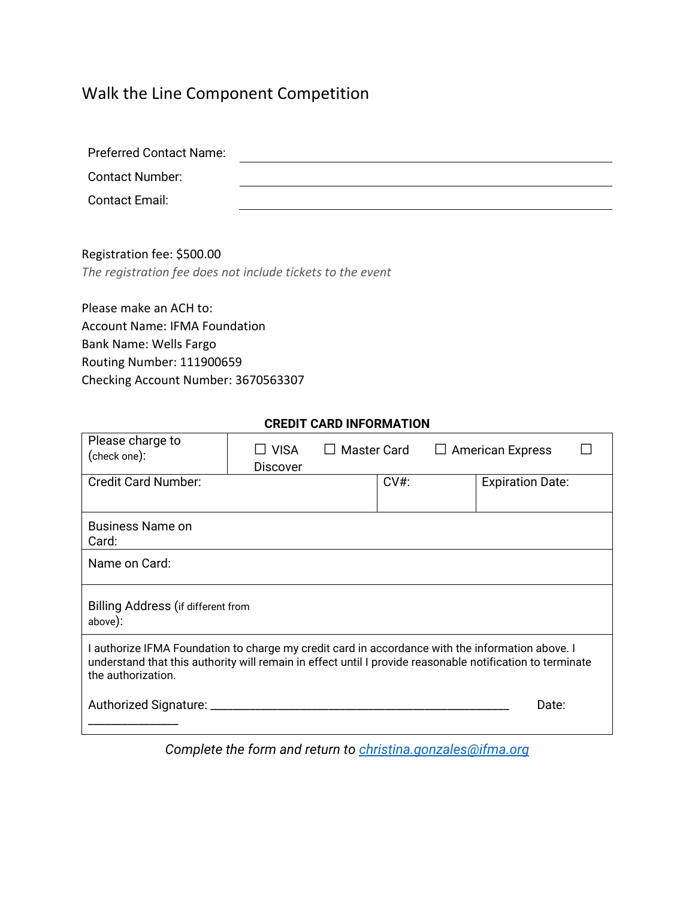# Walk the Line Component Competition

| | |
|---|---|
| Preferred Contact Name: | |
| Contact Number: | |
| Contact Email: | |

Registration fee: $500.00

*The registration fee does not include tickets to the event*

Please make an ACH to:
Account Name: IFMA Foundation
Bank Name: Wells Fargo
Routing Number: 111900659
Checking Account Number: 3670563307

**CREDIT CARD INFORMATION**

| | | | |
|---|---|---|---|
| Please charge to (check one): | ☐ VISA ☐ Master Card ☐ American Express ☐ Discover | | |
| Credit Card Number: | | CV#: | Expiration Date: |
| Business Name on Card: | | | |
| Name on Card: | | | |
| Billing Address (if different from above): | | | |
| I authorize IFMA Foundation to charge my credit card in accordance with the information above. I understand that this authority will remain in effect until I provide reasonable notification to terminate the authorization. Authorized Signature: ______________________________________________ Date: ______________ | | | |

*Complete the form and return to [christina.gonzales@ifma.org](mailto:christina.gonzales@ifma.org)*